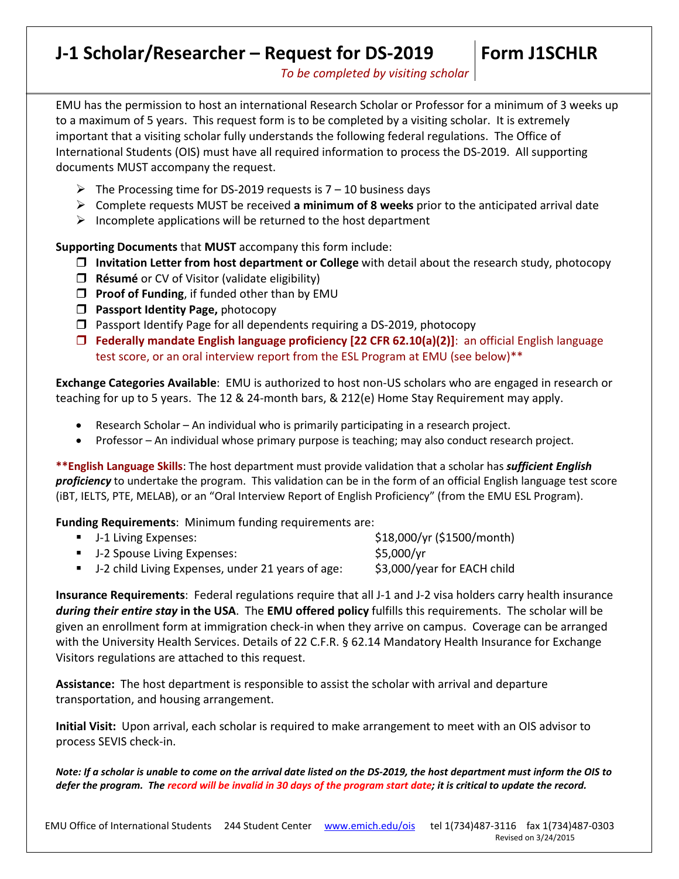# J-1 Scholar/Researcher – Request for DS-2019 | Form J1SCHLR

*To be completed by visiting scholar*

EMU has the permission to host an international Research Scholar or Professor for a minimum of 3 weeks up to a maximum of 5 years. This request form is to be completed by a visiting scholar. It is extremely important that a visiting scholar fully understands the following federal regulations. The Office of International Students (OIS) must have all required information to process the DS-2019. All supporting documents MUST accompany the request.

- The Processing time for DS-2019 requests is 7 – 10 business days
- Complete requests MUST be received **a minimum of 8 weeks** prior to the anticipated arrival date
- Incomplete applications will be returned to the host department

**Supporting Documents** that **MUST** accompany this form include:

- ☐ **Invitation Letter from host department or College** with detail about the research study, photocopy
- ☐ **Résumé** or CV of Visitor (validate eligibility)
- ☐ **Proof of Funding**, if funded other than by EMU
- ☐ **Passport Identity Page,** photocopy
- ☐ Passport Identify Page for all dependents requiring a DS-2019, photocopy
- ☐ **Federally mandate English language proficiency [22 CFR 62.10(a)(2)]**: an official English language test score, or an oral interview report from the ESL Program at EMU (see below)**

**Exchange Categories Available**: EMU is authorized to host non-US scholars who are engaged in research or teaching for up to 5 years. The 12 & 24-month bars, & 212(e) Home Stay Requirement may apply.

- Research Scholar – An individual who is primarily participating in a research project.
- Professor – An individual whose primary purpose is teaching; may also conduct research project.

****English Language Skills**: The host department must provide validation that a scholar has ***sufficient English proficiency*** to undertake the program. This validation can be in the form of an official English language test score (iBT, IELTS, PTE, MELAB), or an "Oral Interview Report of English Proficiency" (from the EMU ESL Program).

**Funding Requirements**: Minimum funding requirements are:

- J-1 Living Expenses: $18,000/yr ($1500/month)
- J-2 Spouse Living Expenses: $5,000/yr
- J-2 child Living Expenses, under 21 years of age: $3,000/year for EACH child

**Insurance Requirements**: Federal regulations require that all J-1 and J-2 visa holders carry health insurance ***during their entire stay* in the USA**. The **EMU offered policy** fulfills this requirements. The scholar will be given an enrollment form at immigration check-in when they arrive on campus. Coverage can be arranged with the University Health Services. Details of 22 C.F.R. § 62.14 Mandatory Health Insurance for Exchange Visitors regulations are attached to this request.

**Assistance:** The host department is responsible to assist the scholar with arrival and departure transportation, and housing arrangement.

**Initial Visit:** Upon arrival, each scholar is required to make arrangement to meet with an OIS advisor to process SEVIS check-in.

***Note: If a scholar is unable to come on the arrival date listed on the DS-2019, the host department must inform the OIS to defer the program. The record will be invalid in 30 days of the program start date; it is critical to update the record.***

EMU Office of International Students 244 Student Center www.emich.edu/ois tel 1(734)487-3116 fax 1(734)487-0303

Revised on 3/24/2015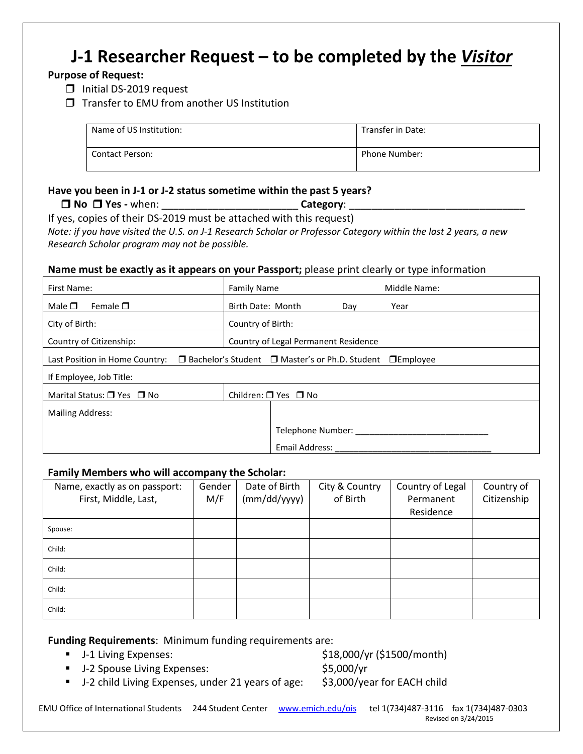# J-1 Researcher Request – to be completed by the ***Visitor***

**Purpose of Request:**

- ❒ Initial DS-2019 request
- ❒ Transfer to EMU from another US Institution

| Name of US Institution: | Transfer in Date: |
|---|---|
| Contact Person: | Phone Number: |

**Have you been in J-1 or J-2 status sometime within the past 5 years?**

❒ **No** ❒ **Yes -** when: ________________________ **Category**: ________________________________

If yes, copies of their DS-2019 must be attached with this request)

*Note: if you have visited the U.S. on J-1 Research Scholar or Professor Category within the last 2 years, a new Research Scholar program may not be possible.*

**Name must be exactly as it appears on your Passport;** please print clearly or type information

| First Name: | Family Name | Middle Name: |
|---|---|---|
| Male ❒ Female ❒ | Birth Date: Month Day Year | |
| City of Birth: | Country of Birth: | |
| Country of Citizenship: | Country of Legal Permanent Residence | |
| Last Position in Home Country: ❒ Bachelor's Student ❒ Master's or Ph.D. Student ❒Employee | | |
| If Employee, Job Title: | | |
| Marital Status: ❒ Yes ❒ No | Children: ❒ Yes ❒ No | |
| Mailing Address: | Telephone Number: ___________________________ Email Address: _________________________________ | |

**Family Members who will accompany the Scholar:**

| Name, exactly as on passport: First, Middle, Last, | Gender M/F | Date of Birth (mm/dd/yyyy) | City & Country of Birth | Country of Legal Permanent Residence | Country of Citizenship |
|---|---|---|---|---|---|
| Spouse: | | | | | |
| Child: | | | | | |
| Child: | | | | | |
| Child: | | | | | |
| Child: | | | | | |

**Funding Requirements**: Minimum funding requirements are:

- J-1 Living Expenses: $18,000/yr ($1500/month)
- J-2 Spouse Living Expenses: $5,000/yr
- J-2 child Living Expenses, under 21 years of age: $3,000/year for EACH child

EMU Office of International Students 244 Student Center www.emich.edu/ois tel 1(734)487-3116 fax 1(734)487-0303

Revised on 3/24/2015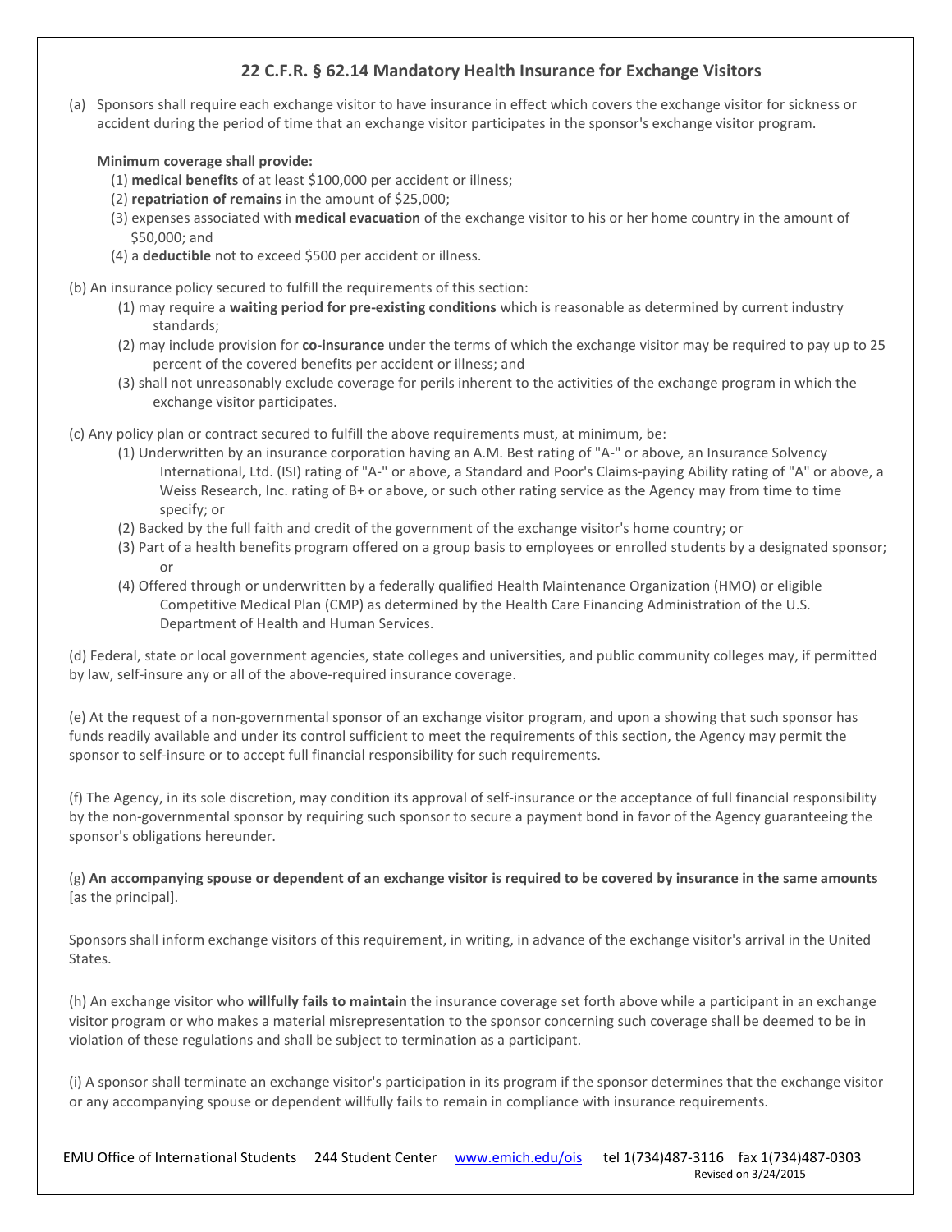## 22 C.F.R. § 62.14 Mandatory Health Insurance for Exchange Visitors

(a) Sponsors shall require each exchange visitor to have insurance in effect which covers the exchange visitor for sickness or accident during the period of time that an exchange visitor participates in the sponsor's exchange visitor program.

**Minimum coverage shall provide:**

(1) **medical benefits** of at least $100,000 per accident or illness;
(2) **repatriation of remains** in the amount of $25,000;
(3) expenses associated with **medical evacuation** of the exchange visitor to his or her home country in the amount of $50,000; and
(4) a **deductible** not to exceed $500 per accident or illness.

(b) An insurance policy secured to fulfill the requirements of this section:

(1) may require a **waiting period for pre-existing conditions** which is reasonable as determined by current industry standards;
(2) may include provision for **co-insurance** under the terms of which the exchange visitor may be required to pay up to 25 percent of the covered benefits per accident or illness; and
(3) shall not unreasonably exclude coverage for perils inherent to the activities of the exchange program in which the exchange visitor participates.

(c) Any policy plan or contract secured to fulfill the above requirements must, at minimum, be:

(1) Underwritten by an insurance corporation having an A.M. Best rating of "A-" or above, an Insurance Solvency International, Ltd. (ISI) rating of "A-" or above, a Standard and Poor's Claims-paying Ability rating of "A" or above, a Weiss Research, Inc. rating of B+ or above, or such other rating service as the Agency may from time to time specify; or
(2) Backed by the full faith and credit of the government of the exchange visitor's home country; or
(3) Part of a health benefits program offered on a group basis to employees or enrolled students by a designated sponsor; or
(4) Offered through or underwritten by a federally qualified Health Maintenance Organization (HMO) or eligible Competitive Medical Plan (CMP) as determined by the Health Care Financing Administration of the U.S. Department of Health and Human Services.

(d) Federal, state or local government agencies, state colleges and universities, and public community colleges may, if permitted by law, self-insure any or all of the above-required insurance coverage.

(e) At the request of a non-governmental sponsor of an exchange visitor program, and upon a showing that such sponsor has funds readily available and under its control sufficient to meet the requirements of this section, the Agency may permit the sponsor to self-insure or to accept full financial responsibility for such requirements.

(f) The Agency, in its sole discretion, may condition its approval of self-insurance or the acceptance of full financial responsibility by the non-governmental sponsor by requiring such sponsor to secure a payment bond in favor of the Agency guaranteeing the sponsor's obligations hereunder.

(g) **An accompanying spouse or dependent of an exchange visitor is required to be covered by insurance in the same amounts** [as the principal].

Sponsors shall inform exchange visitors of this requirement, in writing, in advance of the exchange visitor's arrival in the United States.

(h) An exchange visitor who **willfully fails to maintain** the insurance coverage set forth above while a participant in an exchange visitor program or who makes a material misrepresentation to the sponsor concerning such coverage shall be deemed to be in violation of these regulations and shall be subject to termination as a participant.

(i) A sponsor shall terminate an exchange visitor's participation in its program if the sponsor determines that the exchange visitor or any accompanying spouse or dependent willfully fails to remain in compliance with insurance requirements.